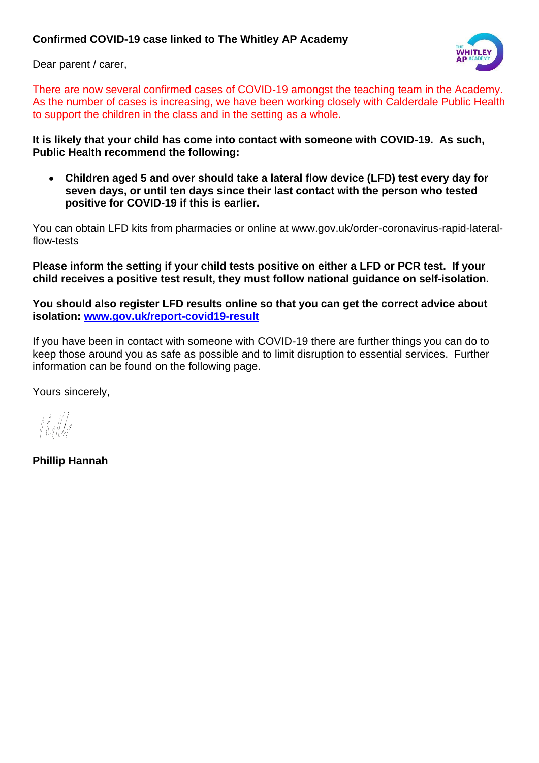**Confirmed COVID-19 case linked to The Whitley AP Academy**

Dear parent / carer,

There are now several confirmed cases of COVID-19 amongst the teaching team in the Academy. As the number of cases is increasing, we have been working closely with Calderdale Public Health to support the children in the class and in the setting as a whole.

**It is likely that your child has come into contact with someone with COVID-19. As such, Public Health recommend the following:**

- **Children aged 5 and over should take a lateral flow device (LFD) test every day for seven days, or until ten days since their last contact with the person who tested positive for COVID-19 if this is earlier.**

You can obtain LFD kits from pharmacies or online at www.gov.uk/order-coronavirus-rapid-lateral-flow-tests

**Please inform the setting if your child tests positive on either a LFD or PCR test. If your child receives a positive test result, they must follow national guidance on self-isolation.**

**You should also register LFD results online so that you can get the correct advice about isolation: [www.gov.uk/report-covid19-result](http://www.gov.uk/report-covid19-result)**

If you have been in contact with someone with COVID-19 there are further things you can do to keep those around you as safe as possible and to limit disruption to essential services. Further information can be found on the following page.

Yours sincerely,

**Phillip Hannah**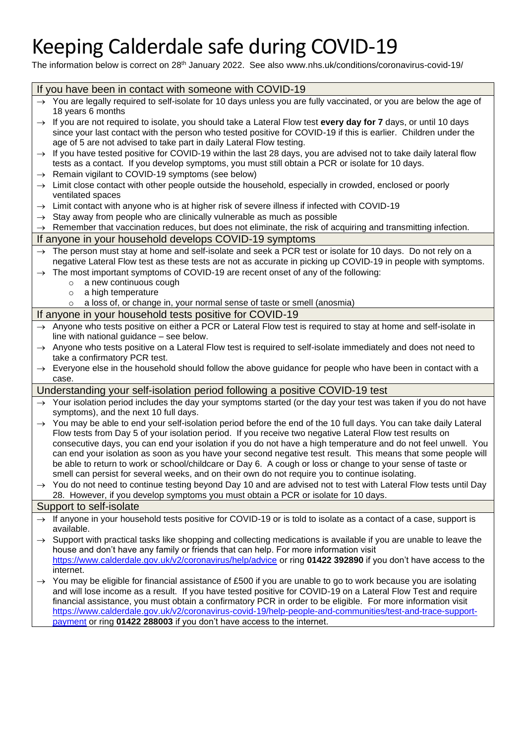# Keeping Calderdale safe during COVID-19

The information below is correct on 28th January 2022. See also www.nhs.uk/conditions/coronavirus-covid-19/

## If you have been in contact with someone with COVID-19

- → You are legally required to self-isolate for 10 days unless you are fully vaccinated, or you are below the age of 18 years 6 months
- → If you are not required to isolate, you should take a Lateral Flow test **every day for 7** days, or until 10 days since your last contact with the person who tested positive for COVID-19 if this is earlier. Children under the age of 5 are not advised to take part in daily Lateral Flow testing.
- → If you have tested positive for COVID-19 within the last 28 days, you are advised not to take daily lateral flow tests as a contact. If you develop symptoms, you must still obtain a PCR or isolate for 10 days.
- → Remain vigilant to COVID-19 symptoms (see below)
- → Limit close contact with other people outside the household, especially in crowded, enclosed or poorly ventilated spaces
- → Limit contact with anyone who is at higher risk of severe illness if infected with COVID-19
- → Stay away from people who are clinically vulnerable as much as possible
- → Remember that vaccination reduces, but does not eliminate, the risk of acquiring and transmitting infection.

## If anyone in your household develops COVID-19 symptoms

- → The person must stay at home and self-isolate and seek a PCR test or isolate for 10 days. Do not rely on a negative Lateral Flow test as these tests are not as accurate in picking up COVID-19 in people with symptoms.
- → The most important symptoms of COVID-19 are recent onset of any of the following:
  - a new continuous cough
  - a high temperature
  - a loss of, or change in, your normal sense of taste or smell (anosmia)

## If anyone in your household tests positive for COVID-19

- → Anyone who tests positive on either a PCR or Lateral Flow test is required to stay at home and self-isolate in line with national guidance – see below.
- → Anyone who tests positive on a Lateral Flow test is required to self-isolate immediately and does not need to take a confirmatory PCR test.
- → Everyone else in the household should follow the above guidance for people who have been in contact with a case.

## Understanding your self-isolation period following a positive COVID-19 test

- → Your isolation period includes the day your symptoms started (or the day your test was taken if you do not have symptoms), and the next 10 full days.
- → You may be able to end your self-isolation period before the end of the 10 full days. You can take daily Lateral Flow tests from Day 5 of your isolation period. If you receive two negative Lateral Flow test results on consecutive days, you can end your isolation if you do not have a high temperature and do not feel unwell. You can end your isolation as soon as you have your second negative test result. This means that some people will be able to return to work or school/childcare or Day 6. A cough or loss or change to your sense of taste or smell can persist for several weeks, and on their own do not require you to continue isolating.
- → You do not need to continue testing beyond Day 10 and are advised not to test with Lateral Flow tests until Day 28. However, if you develop symptoms you must obtain a PCR or isolate for 10 days.

## Support to self-isolate

- → If anyone in your household tests positive for COVID-19 or is told to isolate as a contact of a case, support is available.
- → Support with practical tasks like shopping and collecting medications is available if you are unable to leave the house and don't have any family or friends that can help. For more information visit https://www.calderdale.gov.uk/v2/coronavirus/help/advice or ring **01422 392890** if you don't have access to the internet.
- → You may be eligible for financial assistance of £500 if you are unable to go to work because you are isolating and will lose income as a result. If you have tested positive for COVID-19 on a Lateral Flow Test and require financial assistance, you must obtain a confirmatory PCR in order to be eligible. For more information visit https://www.calderdale.gov.uk/v2/coronavirus-covid-19/help-people-and-communities/test-and-trace-support-payment or ring **01422 288003** if you don't have access to the internet.